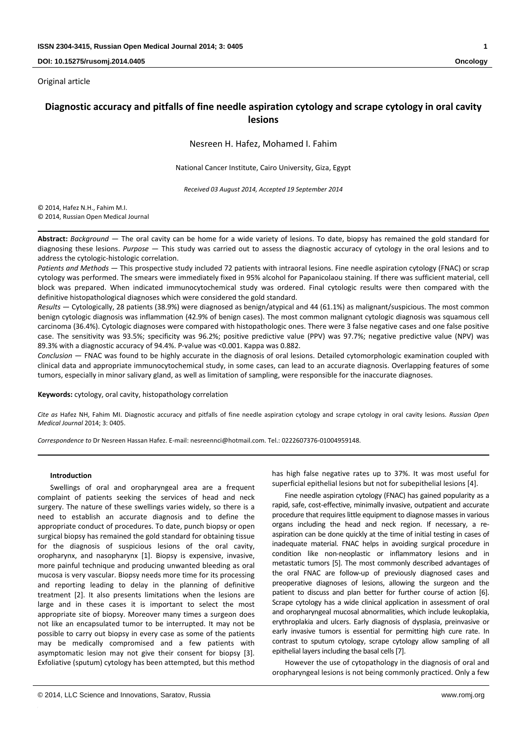Original article

# Diagnostic accuracy and pitfalls of fine needle aspiration cytology and scrape cytology in oral cavity lesions

Nesreen H. Hafez, Mohamed I. Fahim

National Cancer Institute, Cairo University, Giza, Egypt

*Received 03 August 2014, Accepted 19 September 2014*

© 2014, Hafez N.H., Fahim M.I.
© 2014, Russian Open Medical Journal

**Abstract:** *Background* — The oral cavity can be home for a wide variety of lesions. To date, biopsy has remained the gold standard for diagnosing these lesions. *Purpose* — This study was carried out to assess the diagnostic accuracy of cytology in the oral lesions and to address the cytologic-histologic correlation.

*Patients and Methods* — This prospective study included 72 patients with intraoral lesions. Fine needle aspiration cytology (FNAC) or scrap cytology was performed. The smears were immediately fixed in 95% alcohol for Papanicolaou staining. If there was sufficient material, cell block was prepared. When indicated immunocytochemical study was ordered. Final cytologic results were then compared with the definitive histopathological diagnoses which were considered the gold standard.

*Results* — Cytologically, 28 patients (38.9%) were diagnosed as benign/atypical and 44 (61.1%) as malignant/suspicious. The most common benign cytologic diagnosis was inflammation (42.9% of benign cases). The most common malignant cytologic diagnosis was squamous cell carcinoma (36.4%). Cytologic diagnoses were compared with histopathologic ones. There were 3 false negative cases and one false positive case. The sensitivity was 93.5%; specificity was 96.2%; positive predictive value (PPV) was 97.7%; negative predictive value (NPV) was 89.3% with a diagnostic accuracy of 94.4%. P-value was <0.001. Kappa was 0.882.

*Conclusion* — FNAC was found to be highly accurate in the diagnosis of oral lesions. Detailed cytomorphologic examination coupled with clinical data and appropriate immunocytochemical study, in some cases, can lead to an accurate diagnosis. Overlapping features of some tumors, especially in minor salivary gland, as well as limitation of sampling, were responsible for the inaccurate diagnoses.

**Keywords:** cytology, oral cavity, histopathology correlation

*Cite as* Hafez NH, Fahim MI. Diagnostic accuracy and pitfalls of fine needle aspiration cytology and scrape cytology in oral cavity lesions. *Russian Open Medical Journal* 2014; 3: 0405.

*Correspondence to* Dr Nesreen Hassan Hafez. E-mail: nesreennci@hotmail.com. Tel.: 0222607376-01004959148.

## Introduction

Swellings of oral and oropharyngeal area are a frequent complaint of patients seeking the services of head and neck surgery. The nature of these swellings varies widely, so there is a need to establish an accurate diagnosis and to define the appropriate conduct of procedures. To date, punch biopsy or open surgical biopsy has remained the gold standard for obtaining tissue for the diagnosis of suspicious lesions of the oral cavity, oropharynx, and nasopharynx [1]. Biopsy is expensive, invasive, more painful technique and producing unwanted bleeding as oral mucosa is very vascular. Biopsy needs more time for its processing and reporting leading to delay in the planning of definitive treatment [2]. It also presents limitations when the lesions are large and in these cases it is important to select the most appropriate site of biopsy. Moreover many times a surgeon does not like an encapsulated tumor to be interrupted. It may not be possible to carry out biopsy in every case as some of the patients may be medically compromised and a few patients with asymptomatic lesion may not give their consent for biopsy [3]. Exfoliative (sputum) cytology has been attempted, but this method has high false negative rates up to 37%. It was most useful for superficial epithelial lesions but not for subepithelial lesions [4].

Fine needle aspiration cytology (FNAC) has gained popularity as a rapid, safe, cost-effective, minimally invasive, outpatient and accurate procedure that requires little equipment to diagnose masses in various organs including the head and neck region. If necessary, a re-aspiration can be done quickly at the time of initial testing in cases of inadequate material. FNAC helps in avoiding surgical procedure in condition like non-neoplastic or inflammatory lesions and in metastatic tumors [5]. The most commonly described advantages of the oral FNAC are follow-up of previously diagnosed cases and preoperative diagnoses of lesions, allowing the surgeon and the patient to discuss and plan better for further course of action [6]. Scrape cytology has a wide clinical application in assessment of oral and oropharyngeal mucosal abnormalities, which include leukoplakia, erythroplakia and ulcers. Early diagnosis of dysplasia, preinvasive or early invasive tumors is essential for permitting high cure rate. In contrast to sputum cytology, scrape cytology allow sampling of all epithelial layers including the basal cells [7].

However the use of cytopathology in the diagnosis of oral and oropharyngeal lesions is not being commonly practiced. Only a few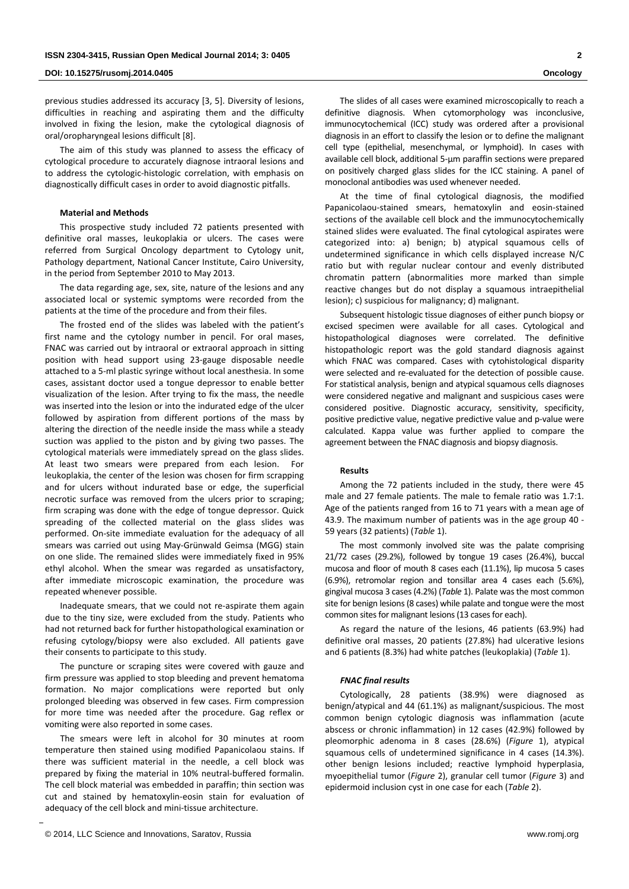previous studies addressed its accuracy [3, 5]. Diversity of lesions, difficulties in reaching and aspirating them and the difficulty involved in fixing the lesion, make the cytological diagnosis of oral/oropharyngeal lesions difficult [8].

The aim of this study was planned to assess the efficacy of cytological procedure to accurately diagnose intraoral lesions and to address the cytologic-histologic correlation, with emphasis on diagnostically difficult cases in order to avoid diagnostic pitfalls.

### Material and Methods

This prospective study included 72 patients presented with definitive oral masses, leukoplakia or ulcers. The cases were referred from Surgical Oncology department to Cytology unit, Pathology department, National Cancer Institute, Cairo University, in the period from September 2010 to May 2013.

The data regarding age, sex, site, nature of the lesions and any associated local or systemic symptoms were recorded from the patients at the time of the procedure and from their files.

The frosted end of the slides was labeled with the patient's first name and the cytology number in pencil. For oral masses, FNAC was carried out by intraoral or extraoral approach in sitting position with head support using 23-gauge disposable needle attached to a 5-ml plastic syringe without local anesthesia. In some cases, assistant doctor used a tongue depressor to enable better visualization of the lesion. After trying to fix the mass, the needle was inserted into the lesion or into the indurated edge of the ulcer followed by aspiration from different portions of the mass by altering the direction of the needle inside the mass while a steady suction was applied to the piston and by giving two passes. The cytological materials were immediately spread on the glass slides. At least two smears were prepared from each lesion. For leukoplakia, the center of the lesion was chosen for firm scrapping and for ulcers without indurated base or edge, the superficial necrotic surface was removed from the ulcers prior to scraping; firm scraping was done with the edge of tongue depressor. Quick spreading of the collected material on the glass slides was performed. On-site immediate evaluation for the adequacy of all smears was carried out using May-Grünwald Geimsa (MGG) stain on one slide. The remained slides were immediately fixed in 95% ethyl alcohol. When the smear was regarded as unsatisfactory, after immediate microscopic examination, the procedure was repeated whenever possible.

Inadequate smears, that we could not re-aspirate them again due to the tiny size, were excluded from the study. Patients who had not returned back for further histopathological examination or refusing cytology/biopsy were also excluded. All patients gave their consents to participate to this study.

The puncture or scraping sites were covered with gauze and firm pressure was applied to stop bleeding and prevent hematoma formation. No major complications were reported but only prolonged bleeding was observed in few cases. Firm compression for more time was needed after the procedure. Gag reflex or vomiting were also reported in some cases.

The smears were left in alcohol for 30 minutes at room temperature then stained using modified Papanicolaou stains. If there was sufficient material in the needle, a cell block was prepared by fixing the material in 10% neutral-buffered formalin. The cell block material was embedded in paraffin; thin section was cut and stained by hematoxylin-eosin stain for evaluation of adequacy of the cell block and mini-tissue architecture.

The slides of all cases were examined microscopically to reach a definitive diagnosis. When cytomorphology was inconclusive, immunocytochemical (ICC) study was ordered after a provisional diagnosis in an effort to classify the lesion or to define the malignant cell type (epithelial, mesenchymal, or lymphoid). In cases with available cell block, additional 5-μm paraffin sections were prepared on positively charged glass slides for the ICC staining. A panel of monoclonal antibodies was used whenever needed.

At the time of final cytological diagnosis, the modified Papanicolaou-stained smears, hematoxylin and eosin-stained sections of the available cell block and the immunocytochemically stained slides were evaluated. The final cytological aspirates were categorized into: a) benign; b) atypical squamous cells of undetermined significance in which cells displayed increase N/C ratio but with regular nuclear contour and evenly distributed chromatin pattern (abnormalities more marked than simple reactive changes but do not display a squamous intraepithelial lesion); c) suspicious for malignancy; d) malignant.

Subsequent histologic tissue diagnoses of either punch biopsy or excised specimen were available for all cases. Cytological and histopathological diagnoses were correlated. The definitive histopathologic report was the gold standard diagnosis against which FNAC was compared. Cases with cytohistological disparity were selected and re-evaluated for the detection of possible cause. For statistical analysis, benign and atypical squamous cells diagnoses were considered negative and malignant and suspicious cases were considered positive. Diagnostic accuracy, sensitivity, specificity, positive predictive value, negative predictive value and p-value were calculated. Kappa value was further applied to compare the agreement between the FNAC diagnosis and biopsy diagnosis.

### Results

Among the 72 patients included in the study, there were 45 male and 27 female patients. The male to female ratio was 1.7:1. Age of the patients ranged from 16 to 71 years with a mean age of 43.9. The maximum number of patients was in the age group 40 - 59 years (32 patients) (*Table* 1).

The most commonly involved site was the palate comprising 21/72 cases (29.2%), followed by tongue 19 cases (26.4%), buccal mucosa and floor of mouth 8 cases each (11.1%), lip mucosa 5 cases (6.9%), retromolar region and tonsillar area 4 cases each (5.6%), gingival mucosa 3 cases (4.2%) (*Table* 1). Palate was the most common site for benign lesions (8 cases) while palate and tongue were the most common sites for malignant lesions (13 cases for each).

As regard the nature of the lesions, 46 patients (63.9%) had definitive oral masses, 20 patients (27.8%) had ulcerative lesions and 6 patients (8.3%) had white patches (leukoplakia) (*Table* 1).

#### *FNAC final results*

Cytologically, 28 patients (38.9%) were diagnosed as benign/atypical and 44 (61.1%) as malignant/suspicious. The most common benign cytologic diagnosis was inflammation (acute abscess or chronic inflammation) in 12 cases (42.9%) followed by pleomorphic adenoma in 8 cases (28.6%) (*Figure* 1), atypical squamous cells of undetermined significance in 4 cases (14.3%). other benign lesions included; reactive lymphoid hyperplasia, myoepithelial tumor (*Figure* 2), granular cell tumor (*Figure* 3) and epidermoid inclusion cyst in one case for each (*Table* 2).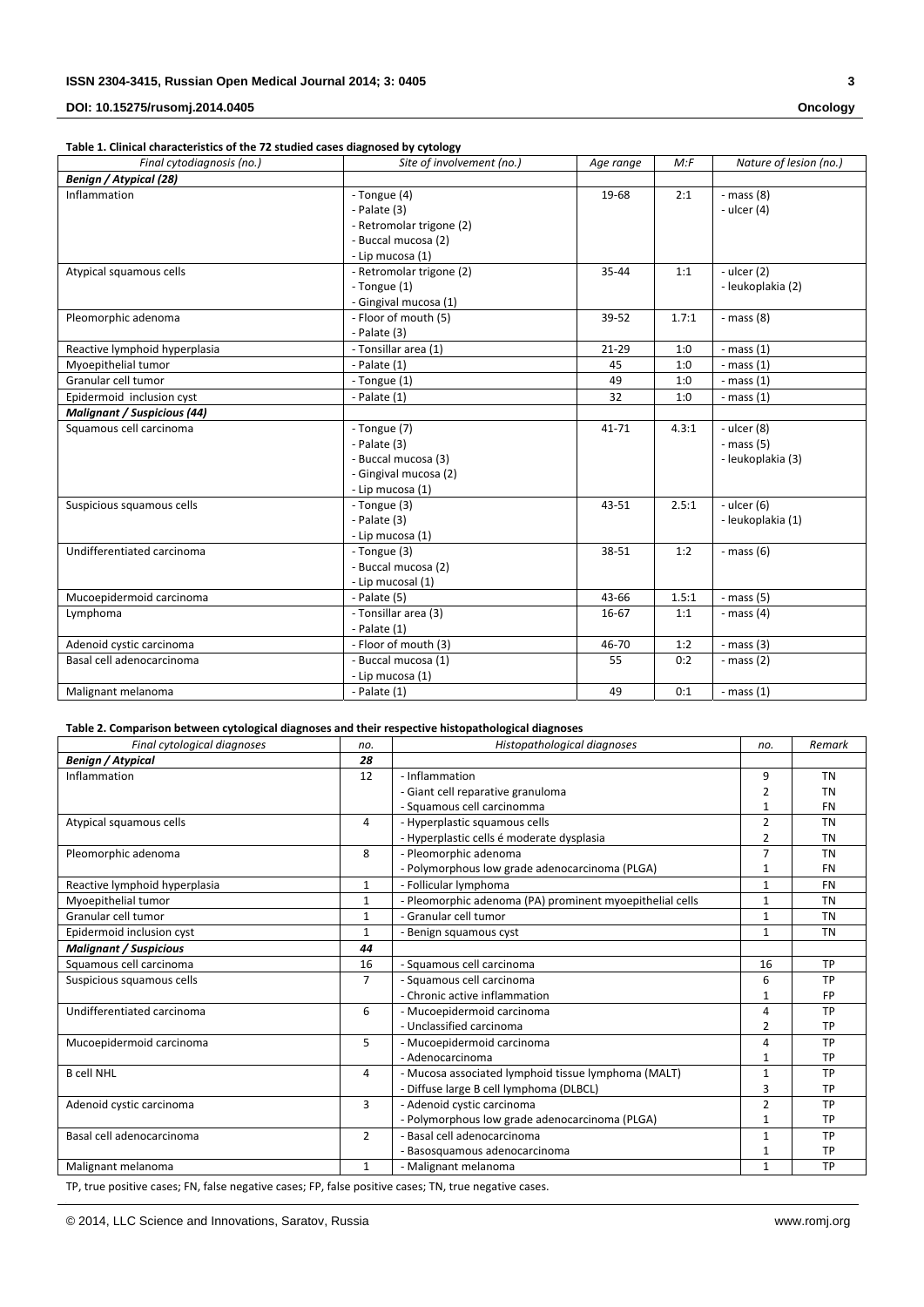**Table 1. Clinical characteristics of the 72 studied cases diagnosed by cytology**

| Final cytodiagnosis (no.) | Site of involvement (no.) | Age range | M:F | Nature of lesion (no.) |
|---|---|---|---|---|
| ***Benign / Atypical (28)*** | | | | |
| Inflammation | - Tongue (4)<br>- Palate (3)<br>- Retromolar trigone (2)<br>- Buccal mucosa (2)<br>- Lip mucosa (1) | 19-68 | 2:1 | - mass (8)<br>- ulcer (4) |
| Atypical squamous cells | - Retromolar trigone (2)<br>- Tongue (1)<br>- Gingival mucosa (1) | 35-44 | 1:1 | - ulcer (2)<br>- leukoplakia (2) |
| Pleomorphic adenoma | - Floor of mouth (5)<br>- Palate (3) | 39-52 | 1.7:1 | - mass (8) |
| Reactive lymphoid hyperplasia | - Tonsillar area (1) | 21-29 | 1:0 | - mass (1) |
| Myoepithelial tumor | - Palate (1) | 45 | 1:0 | - mass (1) |
| Granular cell tumor | - Tongue (1) | 49 | 1:0 | - mass (1) |
| Epidermoid inclusion cyst | - Palate (1) | 32 | 1:0 | - mass (1) |
| ***Malignant / Suspicious (44)*** | | | | |
| Squamous cell carcinoma | - Tongue (7)<br>- Palate (3)<br>- Buccal mucosa (3)<br>- Gingival mucosa (2)<br>- Lip mucosa (1) | 41-71 | 4.3:1 | - ulcer (8)<br>- mass (5)<br>- leukoplakia (3) |
| Suspicious squamous cells | - Tongue (3)<br>- Palate (3)<br>- Lip mucosa (1) | 43-51 | 2.5:1 | - ulcer (6)<br>- leukoplakia (1) |
| Undifferentiated carcinoma | - Tongue (3)<br>- Buccal mucosa (2)<br>- Lip mucosal (1) | 38-51 | 1:2 | - mass (6) |
| Mucoepidermoid carcinoma | - Palate (5) | 43-66 | 1.5:1 | - mass (5) |
| Lymphoma | - Tonsillar area (3)<br>- Palate (1) | 16-67 | 1:1 | - mass (4) |
| Adenoid cystic carcinoma | - Floor of mouth (3) | 46-70 | 1:2 | - mass (3) |
| Basal cell adenocarcinoma | - Buccal mucosa (1)<br>- Lip mucosa (1) | 55 | 0:2 | - mass (2) |
| Malignant melanoma | - Palate (1) | 49 | 0:1 | - mass (1) |

**Table 2. Comparison between cytological diagnoses and their respective histopathological diagnoses**

| Final cytological diagnoses | no. | Histopathological diagnoses | no. | Remark |
|---|---|---|---|---|
| ***Benign / Atypical*** | ***28*** | | | |
| Inflammation | 12 | - Inflammation | 9 | TN |
| | | - Giant cell reparative granuloma | 2 | TN |
| | | - Squamous cell carcinomma | 1 | FN |
| Atypical squamous cells | 4 | - Hyperplastic squamous cells | 2 | TN |
| | | - Hyperplastic cells é moderate dysplasia | 2 | TN |
| Pleomorphic adenoma | 8 | - Pleomorphic adenoma | 7 | TN |
| | | - Polymorphous low grade adenocarcinoma (PLGA) | 1 | FN |
| Reactive lymphoid hyperplasia | 1 | - Follicular lymphoma | 1 | FN |
| Myoepithelial tumor | 1 | - Pleomorphic adenoma (PA) prominent myoepithelial cells | 1 | TN |
| Granular cell tumor | 1 | - Granular cell tumor | 1 | TN |
| Epidermoid inclusion cyst | 1 | - Benign squamous cyst | 1 | TN |
| ***Malignant / Suspicious*** | ***44*** | | | |
| Squamous cell carcinoma | 16 | - Squamous cell carcinoma | 16 | TP |
| Suspicious squamous cells | 7 | - Squamous cell carcinoma | 6 | TP |
| | | - Chronic active inflammation | 1 | FP |
| Undifferentiated carcinoma | 6 | - Mucoepidermoid carcinoma | 4 | TP |
| | | - Unclassified carcinoma | 2 | TP |
| Mucoepidermoid carcinoma | 5 | - Mucoepidermoid carcinoma | 4 | TP |
| | | - Adenocarcinoma | 1 | TP |
| B cell NHL | 4 | - Mucosa associated lymphoid tissue lymphoma (MALT) | 1 | TP |
| | | - Diffuse large B cell lymphoma (DLBCL) | 3 | TP |
| Adenoid cystic carcinoma | 3 | - Adenoid cystic carcinoma | 2 | TP |
| | | - Polymorphous low grade adenocarcinoma (PLGA) | 1 | TP |
| Basal cell adenocarcinoma | 2 | - Basal cell adenocarcinoma | 1 | TP |
| | | - Basosquamous adenocarcinoma | 1 | TP |
| Malignant melanoma | 1 | - Malignant melanoma | 1 | TP |

TP, true positive cases; FN, false negative cases; FP, false positive cases; TN, true negative cases.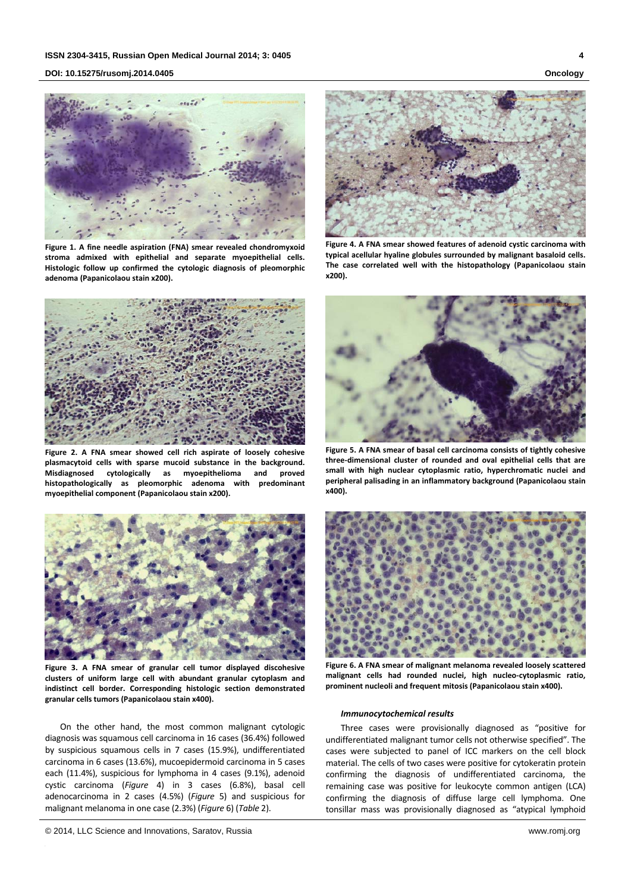Figure 1. A fine needle aspiration (FNA) smear revealed chondromyxoid stroma admixed with epithelial and separate myoepithelial cells. Histologic follow up confirmed the cytologic diagnosis of pleomorphic adenoma (Papanicolaou stain x200).

Figure 2. A FNA smear showed cell rich aspirate of loosely cohesive plasmacytoid cells with sparse mucoid substance in the background. Misdiagnosed cytologically as myoepithelioma and proved histopathologically as pleomorphic adenoma with predominant myoepithelial component (Papanicolaou stain x200).

Figure 3. A FNA smear of granular cell tumor displayed discohesive clusters of uniform large cell with abundant granular cytoplasm and indistinct cell border. Corresponding histologic section demonstrated granular cells tumors (Papanicolaou stain x400).

On the other hand, the most common malignant cytologic diagnosis was squamous cell carcinoma in 16 cases (36.4%) followed by suspicious squamous cells in 7 cases (15.9%), undifferentiated carcinoma in 6 cases (13.6%), mucoepidermoid carcinoma in 5 cases each (11.4%), suspicious for lymphoma in 4 cases (9.1%), adenoid cystic carcinoma (*Figure* 4) in 3 cases (6.8%), basal cell adenocarcinoma in 2 cases (4.5%) (*Figure* 5) and suspicious for malignant melanoma in one case (2.3%) (*Figure* 6) (*Table* 2).

Figure 4. A FNA smear showed features of adenoid cystic carcinoma with typical acellular hyaline globules surrounded by malignant basaloid cells. The case correlated well with the histopathology (Papanicolaou stain x200).

Figure 5. A FNA smear of basal cell carcinoma consists of tightly cohesive three-dimensional cluster of rounded and oval epithelial cells that are small with high nuclear cytoplasmic ratio, hyperchromatic nuclei and peripheral palisading in an inflammatory background (Papanicolaou stain x400).

Figure 6. A FNA smear of malignant melanoma revealed loosely scattered malignant cells had rounded nuclei, high nucleo-cytoplasmic ratio, prominent nucleoli and frequent mitosis (Papanicolaou stain x400).

### *Immunocytochemical results*

Three cases were provisionally diagnosed as "positive for undifferentiated malignant tumor cells not otherwise specified". The cases were subjected to panel of ICC markers on the cell block material. The cells of two cases were positive for cytokeratin protein confirming the diagnosis of undifferentiated carcinoma, the remaining case was positive for leukocyte common antigen (LCA) confirming the diagnosis of diffuse large cell lymphoma. One tonsillar mass was provisionally diagnosed as "atypical lymphoid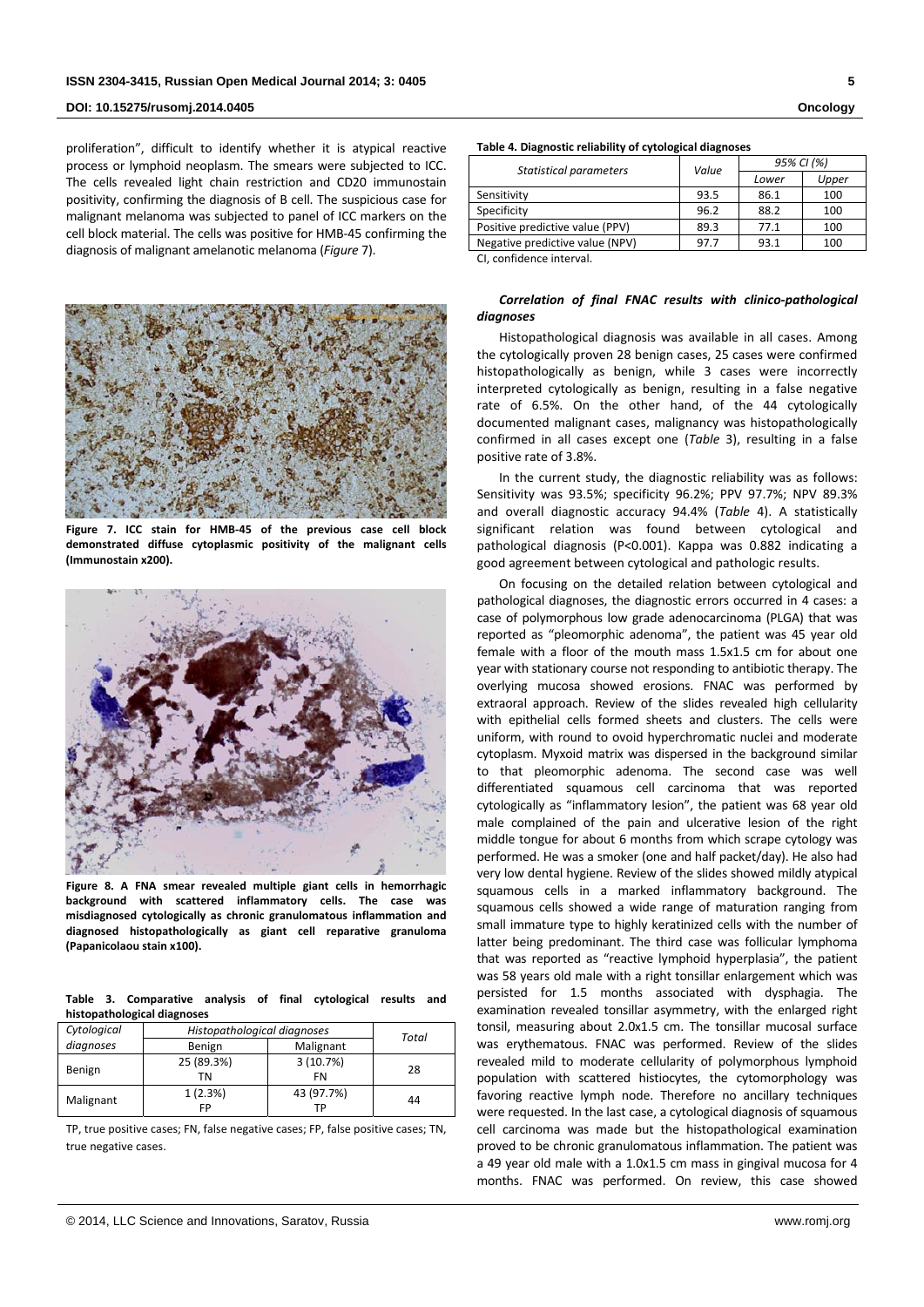proliferation", difficult to identify whether it is atypical reactive process or lymphoid neoplasm. The smears were subjected to ICC. The cells revealed light chain restriction and CD20 immunostain positivity, confirming the diagnosis of B cell. The suspicious case for malignant melanoma was subjected to panel of ICC markers on the cell block material. The cells was positive for HMB-45 confirming the diagnosis of malignant amelanotic melanoma (*Figure* 7).

**Figure 7. ICC stain for HMB-45 of the previous case cell block demonstrated diffuse cytoplasmic positivity of the malignant cells (Immunostain x200).**

**Figure 8. A FNA smear revealed multiple giant cells in hemorrhagic background with scattered inflammatory cells. The case was misdiagnosed cytologically as chronic granulomatous inflammation and diagnosed histopathologically as giant cell reparative granuloma (Papanicolaou stain x100).**

**Table 3. Comparative analysis of final cytological results and histopathological diagnoses**

| *Cytological diagnoses* | *Histopathological diagnoses* | | Total |
|---|---|---|---|
| | Benign | Malignant | |
| Benign | 25 (89.3%) TN | 3 (10.7%) FN | 28 |
| Malignant | 1 (2.3%) FP | 43 (97.7%) TP | 44 |

TP, true positive cases; FN, false negative cases; FP, false positive cases; TN, true negative cases.

**Table 4. Diagnostic reliability of cytological diagnoses**

| *Statistical parameters* | *Value* | *95% CI (%)* | |
|---|---|---|---|
| | | *Lower* | *Upper* |
| Sensitivity | 93.5 | 86.1 | 100 |
| Specificity | 96.2 | 88.2 | 100 |
| Positive predictive value (PPV) | 89.3 | 77.1 | 100 |
| Negative predictive value (NPV) | 97.7 | 93.1 | 100 |

CI, confidence interval.

### *Correlation of final FNAC results with clinico-pathological diagnoses*

Histopathological diagnosis was available in all cases. Among the cytologically proven 28 benign cases, 25 cases were confirmed histopathologically as benign, while 3 cases were incorrectly interpreted cytologically as benign, resulting in a false negative rate of 6.5%. On the other hand, of the 44 cytologically documented malignant cases, malignancy was histopathologically confirmed in all cases except one (*Table* 3), resulting in a false positive rate of 3.8%.

In the current study, the diagnostic reliability was as follows: Sensitivity was 93.5%; specificity 96.2%; PPV 97.7%; NPV 89.3% and overall diagnostic accuracy 94.4% (*Table* 4). A statistically significant relation was found between cytological and pathological diagnosis ($P<0.001$). Kappa was 0.882 indicating a good agreement between cytological and pathologic results.

On focusing on the detailed relation between cytological and pathological diagnoses, the diagnostic errors occurred in 4 cases: a case of polymorphous low grade adenocarcinoma (PLGA) that was reported as "pleomorphic adenoma", the patient was 45 year old female with a floor of the mouth mass 1.5x1.5 cm for about one year with stationary course not responding to antibiotic therapy. The overlying mucosa showed erosions. FNAC was performed by extraoral approach. Review of the slides revealed high cellularity with epithelial cells formed sheets and clusters. The cells were uniform, with round to ovoid hyperchromatic nuclei and moderate cytoplasm. Myxoid matrix was dispersed in the background similar to that pleomorphic adenoma. The second case was well differentiated squamous cell carcinoma that was reported cytologically as "inflammatory lesion", the patient was 68 year old male complained of the pain and ulcerative lesion of the right middle tongue for about 6 months from which scrape cytology was performed. He was a smoker (one and half packet/day). He also had very low dental hygiene. Review of the slides showed mildly atypical squamous cells in a marked inflammatory background. The squamous cells showed a wide range of maturation ranging from small immature type to highly keratinized cells with the number of latter being predominant. The third case was follicular lymphoma that was reported as "reactive lymphoid hyperplasia", the patient was 58 years old male with a right tonsillar enlargement which was persisted for 1.5 months associated with dysphagia. The examination revealed tonsillar asymmetry, with the enlarged right tonsil, measuring about 2.0x1.5 cm. The tonsillar mucosal surface was erythematous. FNAC was performed. Review of the slides revealed mild to moderate cellularity of polymorphous lymphoid population with scattered histiocytes, the cytomorphology was favoring reactive lymph node. Therefore no ancillary techniques were requested. In the last case, a cytological diagnosis of squamous cell carcinoma was made but the histopathological examination proved to be chronic granulomatous inflammation. The patient was a 49 year old male with a 1.0x1.5 cm mass in gingival mucosa for 4 months. FNAC was performed. On review, this case showed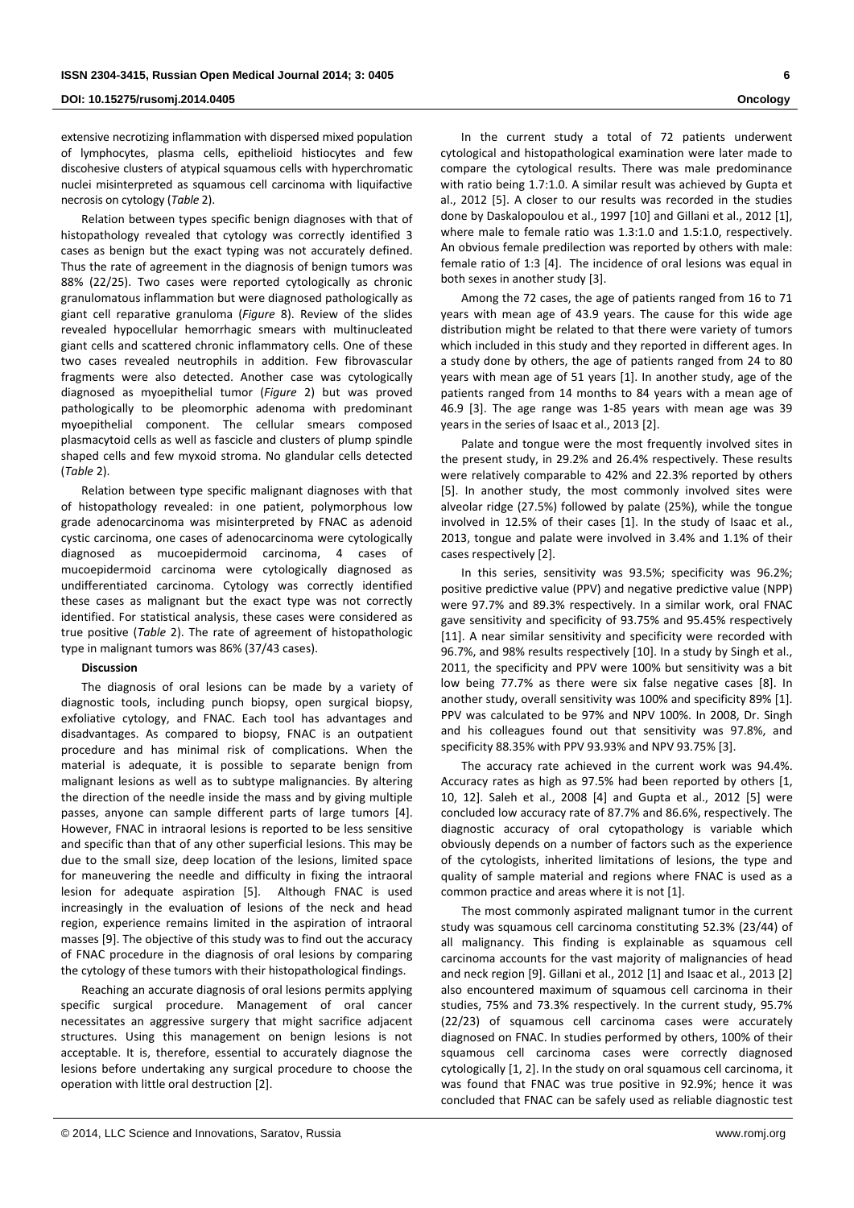extensive necrotizing inflammation with dispersed mixed population of lymphocytes, plasma cells, epithelioid histiocytes and few discohesive clusters of atypical squamous cells with hyperchromatic nuclei misinterpreted as squamous cell carcinoma with liquifactive necrosis on cytology (*Table* 2).

Relation between types specific benign diagnoses with that of histopathology revealed that cytology was correctly identified 3 cases as benign but the exact typing was not accurately defined. Thus the rate of agreement in the diagnosis of benign tumors was 88% (22/25). Two cases were reported cytologically as chronic granulomatous inflammation but were diagnosed pathologically as giant cell reparative granuloma (*Figure* 8). Review of the slides revealed hypocellular hemorrhagic smears with multinucleated giant cells and scattered chronic inflammatory cells. One of these two cases revealed neutrophils in addition. Few fibrovascular fragments were also detected. Another case was cytologically diagnosed as myoepithelial tumor (*Figure* 2) but was proved pathologically to be pleomorphic adenoma with predominant myoepithelial component. The cellular smears composed plasmacytoid cells as well as fascicle and clusters of plump spindle shaped cells and few myxoid stroma. No glandular cells detected (*Table* 2).

Relation between type specific malignant diagnoses with that of histopathology revealed: in one patient, polymorphous low grade adenocarcinoma was misinterpreted by FNAC as adenoid cystic carcinoma, one cases of adenocarcinoma were cytologically diagnosed as mucoepidermoid carcinoma, 4 cases of mucoepidermoid carcinoma were cytologically diagnosed as undifferentiated carcinoma. Cytology was correctly identified these cases as malignant but the exact type was not correctly identified. For statistical analysis, these cases were considered as true positive (*Table* 2). The rate of agreement of histopathologic type in malignant tumors was 86% (37/43 cases).

**Discussion**

The diagnosis of oral lesions can be made by a variety of diagnostic tools, including punch biopsy, open surgical biopsy, exfoliative cytology, and FNAC. Each tool has advantages and disadvantages. As compared to biopsy, FNAC is an outpatient procedure and has minimal risk of complications. When the material is adequate, it is possible to separate benign from malignant lesions as well as to subtype malignancies. By altering the direction of the needle inside the mass and by giving multiple passes, anyone can sample different parts of large tumors [4]. However, FNAC in intraoral lesions is reported to be less sensitive and specific than that of any other superficial lesions. This may be due to the small size, deep location of the lesions, limited space for maneuvering the needle and difficulty in fixing the intraoral lesion for adequate aspiration [5]. Although FNAC is used increasingly in the evaluation of lesions of the neck and head region, experience remains limited in the aspiration of intraoral masses [9]. The objective of this study was to find out the accuracy of FNAC procedure in the diagnosis of oral lesions by comparing the cytology of these tumors with their histopathological findings.

Reaching an accurate diagnosis of oral lesions permits applying specific surgical procedure. Management of oral cancer necessitates an aggressive surgery that might sacrifice adjacent structures. Using this management on benign lesions is not acceptable. It is, therefore, essential to accurately diagnose the lesions before undertaking any surgical procedure to choose the operation with little oral destruction [2].

In the current study a total of 72 patients underwent cytological and histopathological examination were later made to compare the cytological results. There was male predominance with ratio being 1.7:1.0. A similar result was achieved by Gupta et al., 2012 [5]. A closer to our results was recorded in the studies done by Daskalopoulou et al., 1997 [10] and Gillani et al., 2012 [1], where male to female ratio was 1.3:1.0 and 1.5:1.0, respectively. An obvious female predilection was reported by others with male: female ratio of 1:3 [4]. The incidence of oral lesions was equal in both sexes in another study [3].

Among the 72 cases, the age of patients ranged from 16 to 71 years with mean age of 43.9 years. The cause for this wide age distribution might be related to that there were variety of tumors which included in this study and they reported in different ages. In a study done by others, the age of patients ranged from 24 to 80 years with mean age of 51 years [1]. In another study, age of the patients ranged from 14 months to 84 years with a mean age of 46.9 [3]. The age range was 1-85 years with mean age was 39 years in the series of Isaac et al., 2013 [2].

Palate and tongue were the most frequently involved sites in the present study, in 29.2% and 26.4% respectively. These results were relatively comparable to 42% and 22.3% reported by others [5]. In another study, the most commonly involved sites were alveolar ridge (27.5%) followed by palate (25%), while the tongue involved in 12.5% of their cases [1]. In the study of Isaac et al., 2013, tongue and palate were involved in 3.4% and 1.1% of their cases respectively [2].

In this series, sensitivity was 93.5%; specificity was 96.2%; positive predictive value (PPV) and negative predictive value (NPP) were 97.7% and 89.3% respectively. In a similar work, oral FNAC gave sensitivity and specificity of 93.75% and 95.45% respectively [11]. A near similar sensitivity and specificity were recorded with 96.7%, and 98% results respectively [10]. In a study by Singh et al., 2011, the specificity and PPV were 100% but sensitivity was a bit low being 77.7% as there were six false negative cases [8]. In another study, overall sensitivity was 100% and specificity 89% [1]. PPV was calculated to be 97% and NPV 100%. In 2008, Dr. Singh and his colleagues found out that sensitivity was 97.8%, and specificity 88.35% with PPV 93.93% and NPV 93.75% [3].

The accuracy rate achieved in the current work was 94.4%. Accuracy rates as high as 97.5% had been reported by others [1, 10, 12]. Saleh et al., 2008 [4] and Gupta et al., 2012 [5] were concluded low accuracy rate of 87.7% and 86.6%, respectively. The diagnostic accuracy of oral cytopathology is variable which obviously depends on a number of factors such as the experience of the cytologists, inherited limitations of lesions, the type and quality of sample material and regions where FNAC is used as a common practice and areas where it is not [1].

The most commonly aspirated malignant tumor in the current study was squamous cell carcinoma constituting 52.3% (23/44) of all malignancy. This finding is explainable as squamous cell carcinoma accounts for the vast majority of malignancies of head and neck region [9]. Gillani et al., 2012 [1] and Isaac et al., 2013 [2] also encountered maximum of squamous cell carcinoma in their studies, 75% and 73.3% respectively. In the current study, 95.7% (22/23) of squamous cell carcinoma cases were accurately diagnosed on FNAC. In studies performed by others, 100% of their squamous cell carcinoma cases were correctly diagnosed cytologically [1, 2]. In the study on oral squamous cell carcinoma, it was found that FNAC was true positive in 92.9%; hence it was concluded that FNAC can be safely used as reliable diagnostic test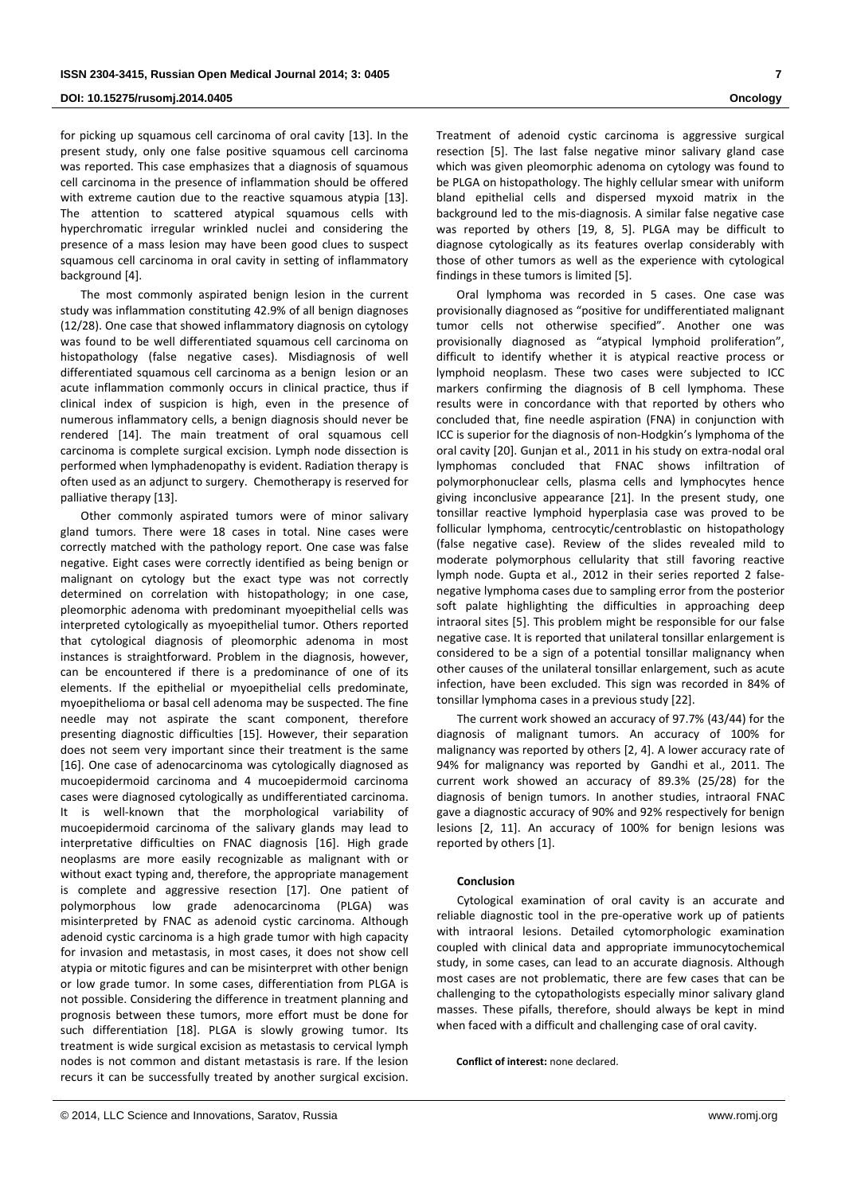for picking up squamous cell carcinoma of oral cavity [13]. In the present study, only one false positive squamous cell carcinoma was reported. This case emphasizes that a diagnosis of squamous cell carcinoma in the presence of inflammation should be offered with extreme caution due to the reactive squamous atypia [13]. The attention to scattered atypical squamous cells with hyperchromatic irregular wrinkled nuclei and considering the presence of a mass lesion may have been good clues to suspect squamous cell carcinoma in oral cavity in setting of inflammatory background [4].

The most commonly aspirated benign lesion in the current study was inflammation constituting 42.9% of all benign diagnoses (12/28). One case that showed inflammatory diagnosis on cytology was found to be well differentiated squamous cell carcinoma on histopathology (false negative cases). Misdiagnosis of well differentiated squamous cell carcinoma as a benign lesion or an acute inflammation commonly occurs in clinical practice, thus if clinical index of suspicion is high, even in the presence of numerous inflammatory cells, a benign diagnosis should never be rendered [14]. The main treatment of oral squamous cell carcinoma is complete surgical excision. Lymph node dissection is performed when lymphadenopathy is evident. Radiation therapy is often used as an adjunct to surgery. Chemotherapy is reserved for palliative therapy [13].

Other commonly aspirated tumors were of minor salivary gland tumors. There were 18 cases in total. Nine cases were correctly matched with the pathology report. One case was false negative. Eight cases were correctly identified as being benign or malignant on cytology but the exact type was not correctly determined on correlation with histopathology; in one case, pleomorphic adenoma with predominant myoepithelial cells was interpreted cytologically as myoepithelial tumor. Others reported that cytological diagnosis of pleomorphic adenoma in most instances is straightforward. Problem in the diagnosis, however, can be encountered if there is a predominance of one of its elements. If the epithelial or myoepithelial cells predominate, myoepithelioma or basal cell adenoma may be suspected. The fine needle may not aspirate the scant component, therefore presenting diagnostic difficulties [15]. However, their separation does not seem very important since their treatment is the same [16]. One case of adenocarcinoma was cytologically diagnosed as mucoepidermoid carcinoma and 4 mucoepidermoid carcinoma cases were diagnosed cytologically as undifferentiated carcinoma. It is well-known that the morphological variability of mucoepidermoid carcinoma of the salivary glands may lead to interpretative difficulties on FNAC diagnosis [16]. High grade neoplasms are more easily recognizable as malignant with or without exact typing and, therefore, the appropriate management is complete and aggressive resection [17]. One patient of polymorphous low grade adenocarcinoma (PLGA) was misinterpreted by FNAC as adenoid cystic carcinoma. Although adenoid cystic carcinoma is a high grade tumor with high capacity for invasion and metastasis, in most cases, it does not show cell atypia or mitotic figures and can be misinterpret with other benign or low grade tumor. In some cases, differentiation from PLGA is not possible. Considering the difference in treatment planning and prognosis between these tumors, more effort must be done for such differentiation [18]. PLGA is slowly growing tumor. Its treatment is wide surgical excision as metastasis to cervical lymph nodes is not common and distant metastasis is rare. If the lesion recurs it can be successfully treated by another surgical excision. Treatment of adenoid cystic carcinoma is aggressive surgical resection [5]. The last false negative minor salivary gland case which was given pleomorphic adenoma on cytology was found to be PLGA on histopathology. The highly cellular smear with uniform bland epithelial cells and dispersed myxoid matrix in the background led to the mis-diagnosis. A similar false negative case was reported by others [19, 8, 5]. PLGA may be difficult to diagnose cytologically as its features overlap considerably with those of other tumors as well as the experience with cytological findings in these tumors is limited [5].

Oral lymphoma was recorded in 5 cases. One case was provisionally diagnosed as "positive for undifferentiated malignant tumor cells not otherwise specified". Another one was provisionally diagnosed as "atypical lymphoid proliferation", difficult to identify whether it is atypical reactive process or lymphoid neoplasm. These two cases were subjected to ICC markers confirming the diagnosis of B cell lymphoma. These results were in concordance with that reported by others who concluded that, fine needle aspiration (FNA) in conjunction with ICC is superior for the diagnosis of non-Hodgkin's lymphoma of the oral cavity [20]. Gunjan et al., 2011 in his study on extra-nodal oral lymphomas concluded that FNAC shows infiltration of polymorphonuclear cells, plasma cells and lymphocytes hence giving inconclusive appearance [21]. In the present study, one tonsillar reactive lymphoid hyperplasia case was proved to be follicular lymphoma, centrocytic/centroblastic on histopathology (false negative case). Review of the slides revealed mild to moderate polymorphous cellularity that still favoring reactive lymph node. Gupta et al., 2012 in their series reported 2 false-negative lymphoma cases due to sampling error from the posterior soft palate highlighting the difficulties in approaching deep intraoral sites [5]. This problem might be responsible for our false negative case. It is reported that unilateral tonsillar enlargement is considered to be a sign of a potential tonsillar malignancy when other causes of the unilateral tonsillar enlargement, such as acute infection, have been excluded. This sign was recorded in 84% of tonsillar lymphoma cases in a previous study [22].

The current work showed an accuracy of 97.7% (43/44) for the diagnosis of malignant tumors. An accuracy of 100% for malignancy was reported by others [2, 4]. A lower accuracy rate of 94% for malignancy was reported by Gandhi et al., 2011. The current work showed an accuracy of 89.3% (25/28) for the diagnosis of benign tumors. In another studies, intraoral FNAC gave a diagnostic accuracy of 90% and 92% respectively for benign lesions [2, 11]. An accuracy of 100% for benign lesions was reported by others [1].

### Conclusion

Cytological examination of oral cavity is an accurate and reliable diagnostic tool in the pre-operative work up of patients with intraoral lesions. Detailed cytomorphologic examination coupled with clinical data and appropriate immunocytochemical study, in some cases, can lead to an accurate diagnosis. Although most cases are not problematic, there are few cases that can be challenging to the cytopathologists especially minor salivary gland masses. These pifalls, therefore, should always be kept in mind when faced with a difficult and challenging case of oral cavity.

**Conflict of interest:** none declared.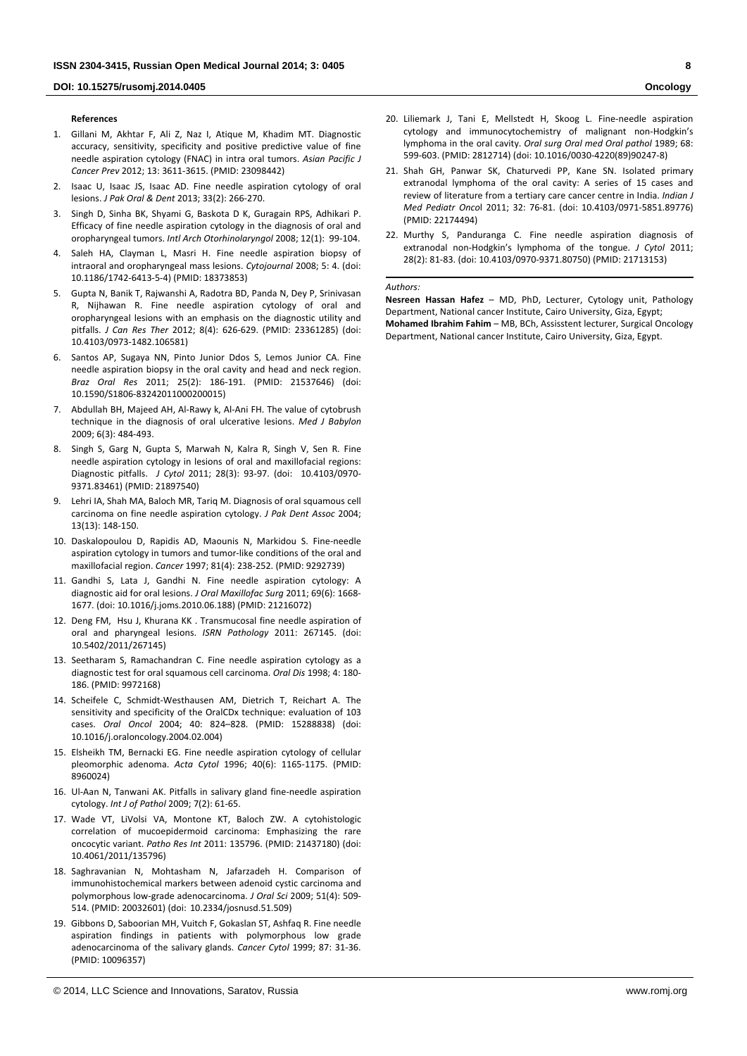**References**

1. Gillani M, Akhtar F, Ali Z, Naz I, Atique M, Khadim MT. Diagnostic accuracy, sensitivity, specificity and positive predictive value of fine needle aspiration cytology (FNAC) in intra oral tumors. *Asian Pacific J Cancer Prev* 2012; 13: 3611-3615. (PMID: 23098442)
2. Isaac U, Isaac JS, Isaac AD. Fine needle aspiration cytology of oral lesions. *J Pak Oral & Dent* 2013; 33(2): 266-270.
3. Singh D, Sinha BK, Shyami G, Baskota D K, Guragain RPS, Adhikari P. Efficacy of fine needle aspiration cytology in the diagnosis of oral and oropharyngeal tumors. *Intl Arch Otorhinolaryngol* 2008; 12(1): 99-104.
4. Saleh HA, Clayman L, Masri H. Fine needle aspiration biopsy of intraoral and oropharyngeal mass lesions. *Cytojournal* 2008; 5: 4. (doi: 10.1186/1742-6413-5-4) (PMID: 18373853)
5. Gupta N, Banik T, Rajwanshi A, Radotra BD, Panda N, Dey P, Srinivasan R, Nijhawan R. Fine needle aspiration cytology of oral and oropharyngeal lesions with an emphasis on the diagnostic utility and pitfalls. *J Can Res Ther* 2012; 8(4): 626-629. (PMID: 23361285) (doi: 10.4103/0973-1482.106581)
6. Santos AP, Sugaya NN, Pinto Junior Ddos S, Lemos Junior CA. Fine needle aspiration biopsy in the oral cavity and head and neck region. *Braz Oral Res* 2011; 25(2): 186-191. (PMID: 21537646) (doi: 10.1590/S1806-83242011000200015)
7. Abdullah BH, Majeed AH, Al-Rawy k, Al-Ani FH. The value of cytobrush technique in the diagnosis of oral ulcerative lesions. *Med J Babylon* 2009; 6(3): 484-493.
8. Singh S, Garg N, Gupta S, Marwah N, Kalra R, Singh V, Sen R. Fine needle aspiration cytology in lesions of oral and maxillofacial regions: Diagnostic pitfalls. *J Cytol* 2011; 28(3): 93-97. (doi: 10.4103/0970-9371.83461) (PMID: 21897540)
9. Lehri IA, Shah MA, Baloch MR, Tariq M. Diagnosis of oral squamous cell carcinoma on fine needle aspiration cytology. *J Pak Dent Assoc* 2004; 13(13): 148-150.
10. Daskalopoulou D, Rapidis AD, Maounis N, Markidou S. Fine-needle aspiration cytology in tumors and tumor-like conditions of the oral and maxillofacial region. *Cancer* 1997; 81(4): 238-252. (PMID: 9292739)
11. Gandhi S, Lata J, Gandhi N. Fine needle aspiration cytology: A diagnostic aid for oral lesions. *J Oral Maxillofac Surg* 2011; 69(6): 1668-1677. (doi: 10.1016/j.joms.2010.06.188) (PMID: 21216072)
12. Deng FM, Hsu J, Khurana KK . Transmucosal fine needle aspiration of oral and pharyngeal lesions. *ISRN Pathology* 2011: 267145. (doi: 10.5402/2011/267145)
13. Seetharam S, Ramachandran C. Fine needle aspiration cytology as a diagnostic test for oral squamous cell carcinoma. *Oral Dis* 1998; 4: 180-186. (PMID: 9972168)
14. Scheifele C, Schmidt-Westhausen AM, Dietrich T, Reichart A. The sensitivity and specificity of the OralCDx technique: evaluation of 103 cases. *Oral Oncol* 2004; 40: 824–828. (PMID: 15288838) (doi: 10.1016/j.oraloncology.2004.02.004)
15. Elsheikh TM, Bernacki EG. Fine needle aspiration cytology of cellular pleomorphic adenoma. *Acta Cytol* 1996; 40(6): 1165-1175. (PMID: 8960024)
16. Ul-Aan N, Tanwani AK. Pitfalls in salivary gland fine-needle aspiration cytology. *Int J of Pathol* 2009; 7(2): 61-65.
17. Wade VT, LiVolsi VA, Montone KT, Baloch ZW. A cytohistologic correlation of mucoepidermoid carcinoma: Emphasizing the rare oncocytic variant. *Patho Res Int* 2011: 135796. (PMID: 21437180) (doi: 10.4061/2011/135796)
18. Saghravanian N, Mohtasham N, Jafarzadeh H. Comparison of immunohistochemical markers between adenoid cystic carcinoma and polymorphous low-grade adenocarcinoma. *J Oral Sci* 2009; 51(4): 509-514. (PMID: 20032601) (doi: 10.2334/josnusd.51.509)
19. Gibbons D, Saboorian MH, Vuitch F, Gokaslan ST, Ashfaq R. Fine needle aspiration findings in patients with polymorphous low grade adenocarcinoma of the salivary glands. *Cancer Cytol* 1999; 87: 31-36. (PMID: 10096357)
20. Liliemark J, Tani E, Mellstedt H, Skoog L. Fine-needle aspiration cytology and immunocytochemistry of malignant non-Hodgkin's lymphoma in the oral cavity. *Oral surg Oral med Oral pathol* 1989; 68: 599-603. (PMID: 2812714) (doi: 10.1016/0030-4220(89)90247-8)
21. Shah GH, Panwar SK, Chaturvedi PP, Kane SN. Isolated primary extranodal lymphoma of the oral cavity: A series of 15 cases and review of literature from a tertiary care cancer centre in India. *Indian J Med Pediatr Oncol* 2011; 32: 76-81. (doi: 10.4103/0971-5851.89776) (PMID: 22174494)
22. Murthy S, Panduranga C. Fine needle aspiration diagnosis of extranodal non-Hodgkin's lymphoma of the tongue. *J Cytol* 2011; 28(2): 81-83. (doi: 10.4103/0970-9371.80750) (PMID: 21713153)

*Authors:*

**Nesreen Hassan Hafez** – MD, PhD, Lecturer, Cytology unit, Pathology Department, National cancer Institute, Cairo University, Giza, Egypt;
**Mohamed Ibrahim Fahim** – MB, BCh, Assisstent lecturer, Surgical Oncology Department, National cancer Institute, Cairo University, Giza, Egypt.